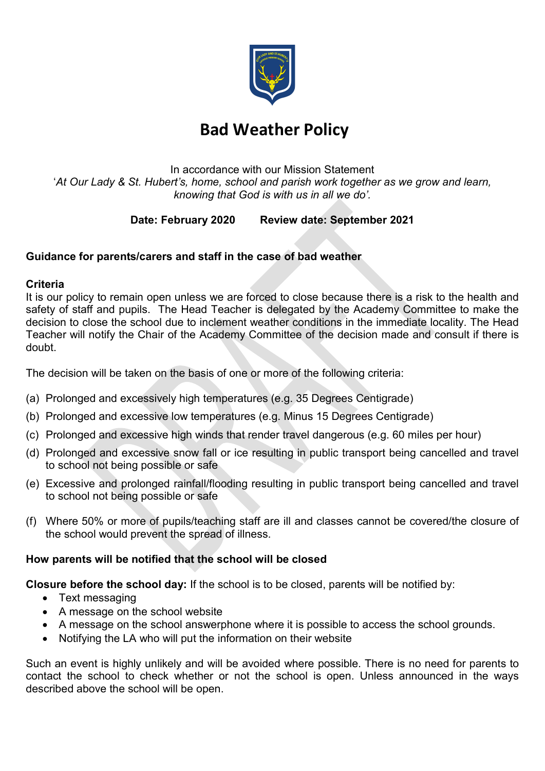# Bad Weather Policy

In accordance with our Mission Statement
'*At Our Lady & St. Hubert's, home, school and parish work together as we grow and learn, knowing that God is with us in all we do'.*

**Date: February 2020 Review date: September 2021**

**Guidance for parents/carers and staff in the case of bad weather**

**Criteria**

It is our policy to remain open unless we are forced to close because there is a risk to the health and safety of staff and pupils. The Head Teacher is delegated by the Academy Committee to make the decision to close the school due to inclement weather conditions in the immediate locality. The Head Teacher will notify the Chair of the Academy Committee of the decision made and consult if there is doubt.

The decision will be taken on the basis of one or more of the following criteria:

(a) Prolonged and excessively high temperatures (e.g. 35 Degrees Centigrade)

(b) Prolonged and excessive low temperatures (e.g. Minus 15 Degrees Centigrade)

(c) Prolonged and excessive high winds that render travel dangerous (e.g. 60 miles per hour)

(d) Prolonged and excessive snow fall or ice resulting in public transport being cancelled and travel to school not being possible or safe

(e) Excessive and prolonged rainfall/flooding resulting in public transport being cancelled and travel to school not being possible or safe

(f) Where 50% or more of pupils/teaching staff are ill and classes cannot be covered/the closure of the school would prevent the spread of illness.

**How parents will be notified that the school will be closed**

**Closure before the school day:** If the school is to be closed, parents will be notified by:

- Text messaging
- A message on the school website
- A message on the school answerphone where it is possible to access the school grounds.
- Notifying the LA who will put the information on their website

Such an event is highly unlikely and will be avoided where possible. There is no need for parents to contact the school to check whether or not the school is open. Unless announced in the ways described above the school will be open.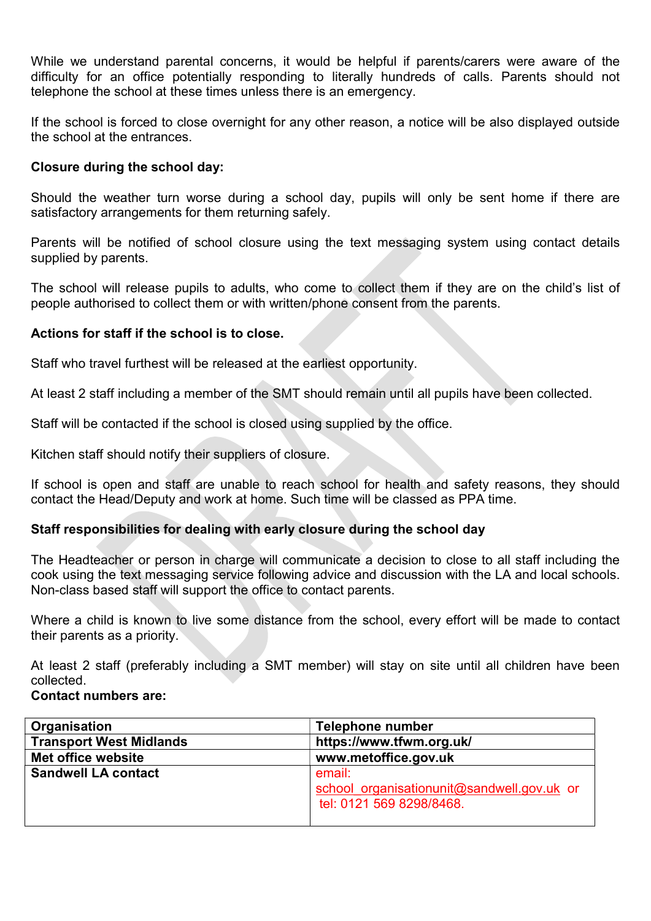While we understand parental concerns, it would be helpful if parents/carers were aware of the difficulty for an office potentially responding to literally hundreds of calls. Parents should not telephone the school at these times unless there is an emergency.

If the school is forced to close overnight for any other reason, a notice will be also displayed outside the school at the entrances.

**Closure during the school day:**

Should the weather turn worse during a school day, pupils will only be sent home if there are satisfactory arrangements for them returning safely.

Parents will be notified of school closure using the text messaging system using contact details supplied by parents.

The school will release pupils to adults, who come to collect them if they are on the child's list of people authorised to collect them or with written/phone consent from the parents.

**Actions for staff if the school is to close.**

Staff who travel furthest will be released at the earliest opportunity.

At least 2 staff including a member of the SMT should remain until all pupils have been collected.

Staff will be contacted if the school is closed using supplied by the office.

Kitchen staff should notify their suppliers of closure.

If school is open and staff are unable to reach school for health and safety reasons, they should contact the Head/Deputy and work at home. Such time will be classed as PPA time.

**Staff responsibilities for dealing with early closure during the school day**

The Headteacher or person in charge will communicate a decision to close to all staff including the cook using the text messaging service following advice and discussion with the LA and local schools. Non-class based staff will support the office to contact parents.

Where a child is known to live some distance from the school, every effort will be made to contact their parents as a priority.

At least 2 staff (preferably including a SMT member) will stay on site until all children have been collected.

**Contact numbers are:**

| **Organisation** | **Telephone number** |
|---|---|
| **Transport West Midlands** | **https://www.tfwm.org.uk/** |
| **Met office website** | **www.metoffice.gov.uk** |
| **Sandwell LA contact** | email: school_organisationunit@sandwell.gov.uk or tel: 0121 569 8298/8468. |